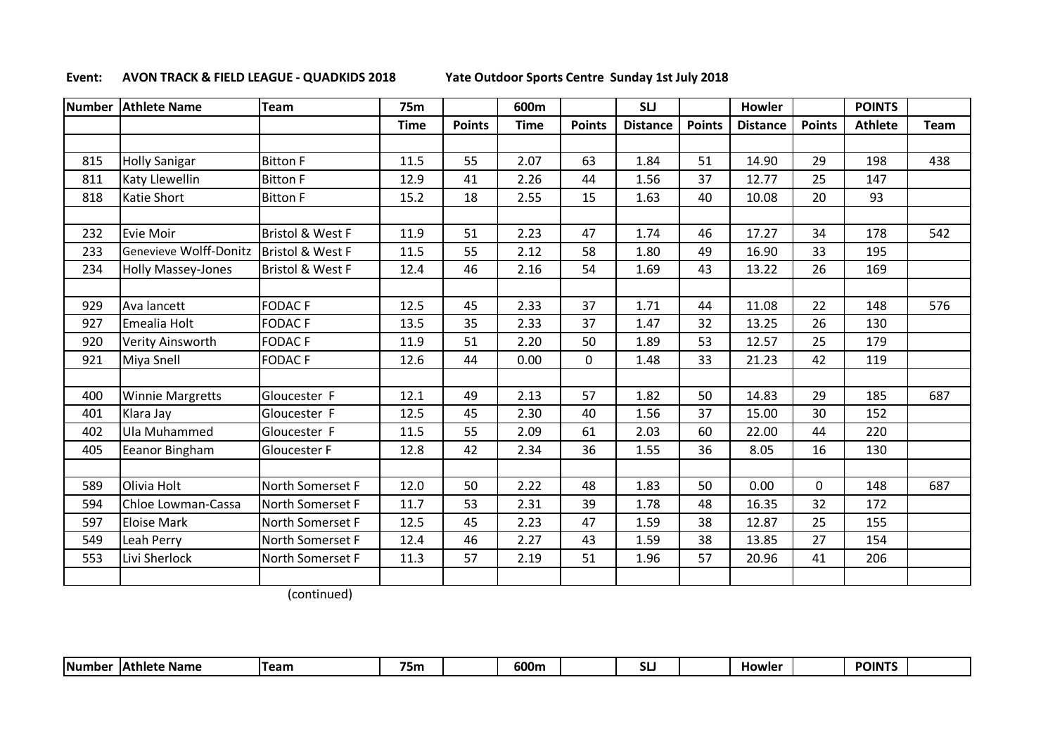**Event: AVON TRACK & FIELD LEAGUE - QUADKIDS 2018** Yate Outdoor Sports Centre Sunday 1st July 2018

| Number | Athlete Name | Team | 75m | | 600m | | SLJ | | Howler | | POINTS | |
|---|---|---|---|---|---|---|---|---|---|---|---|---|
| | | | Time | Points | Time | Points | Distance | Points | Distance | Points | Athlete | Team |
| | | | | | | | | | | | | |
| 815 | Holly Sanigar | Bitton F | 11.5 | 55 | 2.07 | 63 | 1.84 | 51 | 14.90 | 29 | 198 | 438 |
| 811 | Katy Llewellin | Bitton F | 12.9 | 41 | 2.26 | 44 | 1.56 | 37 | 12.77 | 25 | 147 | |
| 818 | Katie Short | Bitton F | 15.2 | 18 | 2.55 | 15 | 1.63 | 40 | 10.08 | 20 | 93 | |
| | | | | | | | | | | | | |
| 232 | Evie Moir | Bristol & West F | 11.9 | 51 | 2.23 | 47 | 1.74 | 46 | 17.27 | 34 | 178 | 542 |
| 233 | Genevieve Wolff-Donitz | Bristol & West F | 11.5 | 55 | 2.12 | 58 | 1.80 | 49 | 16.90 | 33 | 195 | |
| 234 | Holly Massey-Jones | Bristol & West F | 12.4 | 46 | 2.16 | 54 | 1.69 | 43 | 13.22 | 26 | 169 | |
| | | | | | | | | | | | | |
| 929 | Ava lancett | FODAC F | 12.5 | 45 | 2.33 | 37 | 1.71 | 44 | 11.08 | 22 | 148 | 576 |
| 927 | Emealia Holt | FODAC F | 13.5 | 35 | 2.33 | 37 | 1.47 | 32 | 13.25 | 26 | 130 | |
| 920 | Verity Ainsworth | FODAC F | 11.9 | 51 | 2.20 | 50 | 1.89 | 53 | 12.57 | 25 | 179 | |
| 921 | Miya Snell | FODAC F | 12.6 | 44 | 0.00 | 0 | 1.48 | 33 | 21.23 | 42 | 119 | |
| | | | | | | | | | | | | |
| 400 | Winnie Margretts | Gloucester F | 12.1 | 49 | 2.13 | 57 | 1.82 | 50 | 14.83 | 29 | 185 | 687 |
| 401 | Klara Jay | Gloucester F | 12.5 | 45 | 2.30 | 40 | 1.56 | 37 | 15.00 | 30 | 152 | |
| 402 | Ula Muhammed | Gloucester F | 11.5 | 55 | 2.09 | 61 | 2.03 | 60 | 22.00 | 44 | 220 | |
| 405 | Eeanor Bingham | Gloucester F | 12.8 | 42 | 2.34 | 36 | 1.55 | 36 | 8.05 | 16 | 130 | |
| | | | | | | | | | | | | |
| 589 | Olivia Holt | North Somerset F | 12.0 | 50 | 2.22 | 48 | 1.83 | 50 | 0.00 | 0 | 148 | 687 |
| 594 | Chloe Lowman-Cassa | North Somerset F | 11.7 | 53 | 2.31 | 39 | 1.78 | 48 | 16.35 | 32 | 172 | |
| 597 | Eloise Mark | North Somerset F | 12.5 | 45 | 2.23 | 47 | 1.59 | 38 | 12.87 | 25 | 155 | |
| 549 | Leah Perry | North Somerset F | 12.4 | 46 | 2.27 | 43 | 1.59 | 38 | 13.85 | 27 | 154 | |
| 553 | Livi Sherlock | North Somerset F | 11.3 | 57 | 2.19 | 51 | 1.96 | 57 | 20.96 | 41 | 206 | |
| | | | | | | | | | | | | |

(continued)

| Number | Athlete Name | Team | 75m | | 600m | | SLJ | | Howler | | POINTS | |
|---|---|---|---|---|---|---|---|---|---|---|---|---|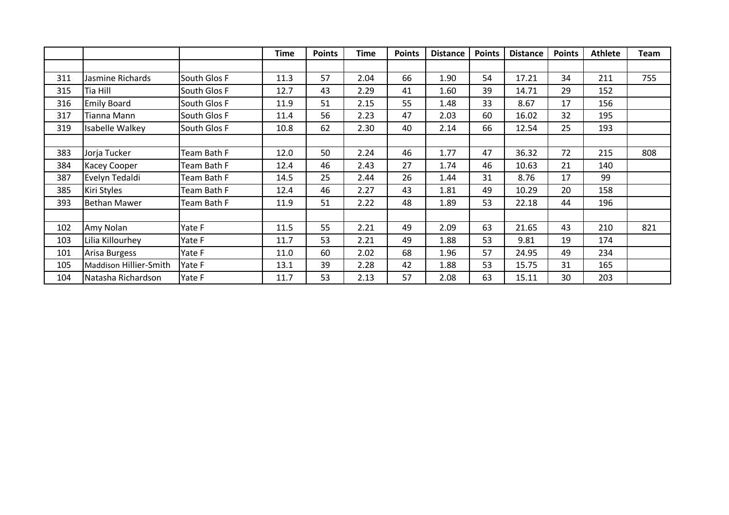| | | | Time | Points | Time | Points | Distance | Points | Distance | Points | Athlete | Team |
|---|---|---|---|---|---|---|---|---|---|---|---|---|
| | | | | | | | | | | | | |
| 311 | Jasmine Richards | South Glos F | 11.3 | 57 | 2.04 | 66 | 1.90 | 54 | 17.21 | 34 | 211 | 755 |
| 315 | Tia Hill | South Glos F | 12.7 | 43 | 2.29 | 41 | 1.60 | 39 | 14.71 | 29 | 152 | |
| 316 | Emily Board | South Glos F | 11.9 | 51 | 2.15 | 55 | 1.48 | 33 | 8.67 | 17 | 156 | |
| 317 | Tianna Mann | South Glos F | 11.4 | 56 | 2.23 | 47 | 2.03 | 60 | 16.02 | 32 | 195 | |
| 319 | Isabelle Walkey | South Glos F | 10.8 | 62 | 2.30 | 40 | 2.14 | 66 | 12.54 | 25 | 193 | |
| | | | | | | | | | | | | |
| 383 | Jorja Tucker | Team Bath F | 12.0 | 50 | 2.24 | 46 | 1.77 | 47 | 36.32 | 72 | 215 | 808 |
| 384 | Kacey Cooper | Team Bath F | 12.4 | 46 | 2.43 | 27 | 1.74 | 46 | 10.63 | 21 | 140 | |
| 387 | Evelyn Tedaldi | Team Bath F | 14.5 | 25 | 2.44 | 26 | 1.44 | 31 | 8.76 | 17 | 99 | |
| 385 | Kiri Styles | Team Bath F | 12.4 | 46 | 2.27 | 43 | 1.81 | 49 | 10.29 | 20 | 158 | |
| 393 | Bethan Mawer | Team Bath F | 11.9 | 51 | 2.22 | 48 | 1.89 | 53 | 22.18 | 44 | 196 | |
| | | | | | | | | | | | | |
| 102 | Amy Nolan | Yate F | 11.5 | 55 | 2.21 | 49 | 2.09 | 63 | 21.65 | 43 | 210 | 821 |
| 103 | Lilia Killourhey | Yate F | 11.7 | 53 | 2.21 | 49 | 1.88 | 53 | 9.81 | 19 | 174 | |
| 101 | Arisa Burgess | Yate F | 11.0 | 60 | 2.02 | 68 | 1.96 | 57 | 24.95 | 49 | 234 | |
| 105 | Maddison Hillier-Smith | Yate F | 13.1 | 39 | 2.28 | 42 | 1.88 | 53 | 15.75 | 31 | 165 | |
| 104 | Natasha Richardson | Yate F | 11.7 | 53 | 2.13 | 57 | 2.08 | 63 | 15.11 | 30 | 203 | |